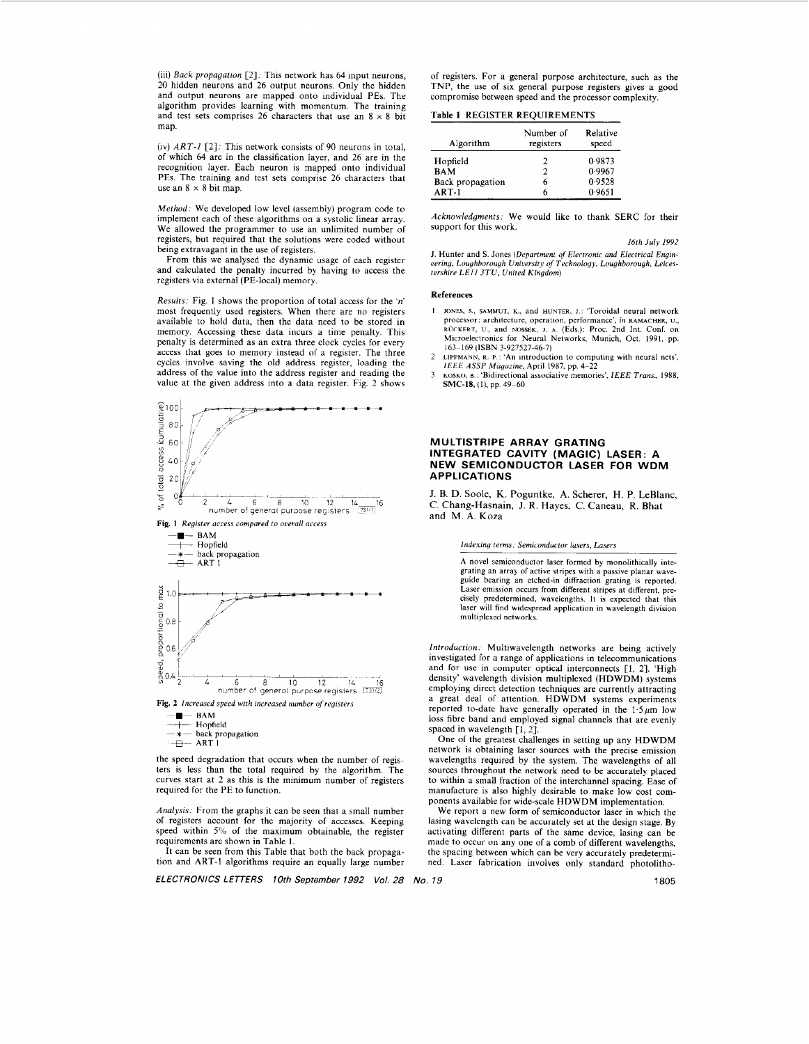(iii) *Back propagation* [2]: This network has 64 input neurons, 20 hidden neurons and 26 output neurons. Only the hidden and output neurons are mapped onto individual PEs. The algorithm provides learning with momentum. The training and test sets comprises 26 characters that use an 8 × 8 bit map.

(iv) *ART-1* [2]: This network consists of 90 neurons in total, of which 64 are in the classification layer, and 26 are in the recognition layer. Each neuron is mapped onto individual PEs. The training and test sets comprise 26 characters that use an 8 × 8 bit map.

*Method*: We developed low level (assembly) program code to implement each of these algorithms on a systolic linear array. We allowed the programmer to use an unlimited number of registers, but required that the solutions were coded without being extravagant in the use of registers.

From this we analysed the dynamic usage of each register and calculated the penalty incurred by having to access the registers via external (PE-local) memory.

*Results*: Fig. 1 shows the proportion of total access for the '$n$' most frequently used registers. When there are no registers available to hold data, then the data need to be stored in memory. Accessing these data incurs a time penalty. This penalty is determined as an extra three clock cycles for every access that goes to memory instead of a register. The three cycles involve saving the old address register, loading the address of the value into the address register and reading the value at the given address into a data register. Fig. 2 shows the speed degradation that occurs when the number of registers is less than the total required by the algorithm. The curves start at 2 as this is the minimum number of registers required for the PE to function.

**Fig. 1** *Register access compared to overall access*

—■— BAM
—+— Hopfield
—*— back propagation
—⊟— ART 1

**Fig. 2** *Increased speed with increased number of registers*

—■— BAM
—+— Hopfield
—*— back propagation
—⊟— ART 1

*Analysis*: From the graphs it can be seen that a small number of registers account for the majority of accesses. Keeping speed within 5% of the maximum obtainable, the register requirements are shown in Table 1.

It can be seen from this Table that both the back propagation and ART-1 algorithms require an equally large number of registers. For a general purpose architecture, such as the TNP, the use of six general purpose registers gives a good compromise between speed and the processor complexity.

**Table 1** REGISTER REQUIREMENTS

| Algorithm | Number of registers | Relative speed |
|---|---|---|
| Hopfield | 2 | 0·9873 |
| BAM | 2 | 0·9967 |
| Back propagation | 6 | 0·9528 |
| ART-1 | 6 | 0·9651 |

*Acknowledgments*: We would like to thank SERC for their support for this work.

*16th July 1992*

J. Hunter and S. Jones (*Department of Electronic and Electrical Engineering, Loughborough University of Technology, Loughborough, Leicestershire LE11 3TU, United Kingdom*)

## References

1. JONES, S., SAMMUT, K., and HUNTER, J.: 'Toroidal neural network processor: architecture, operation, performance', *in* RAMACHER, U., RÜCKERT, U., and NOSSEK, J. A. (Eds.): Proc. 2nd Int. Conf. on Microelectronics for Neural Networks, Munich, Oct. 1991, pp. 163–169 (ISBN 3-927527-46-7)
2. LIPPMANN, R. P.: 'An introduction to computing with neural nets', *IEEE ASSP Magazine*, April 1987, pp. 4–22
3. KOSKO, B.: 'Bidirectional associative memories', *IEEE Trans.*, 1988, **SMC-18**, (1), pp. 49–60

# MULTISTRIPE ARRAY GRATING INTEGRATED CAVITY (MAGIC) LASER: A NEW SEMICONDUCTOR LASER FOR WDM APPLICATIONS

J. B. D. Soole, K. Poguntke, A. Scherer, H. P. LeBlanc, C. Chang-Hasnain, J. R. Hayes, C. Caneau, R. Bhat and M. A. Koza

*Indexing terms*: *Semiconductor lasers, Lasers*

A novel semiconductor laser formed by monolithically integrating an array of active stripes with a passive planar waveguide bearing an etched-in diffraction grating is reported. Laser emission occurs from different stripes at different, precisely predetermined, wavelengths. It is expected that this laser will find widespread application in wavelength division multiplexed networks.

*Introduction*: Multiwavelength networks are being actively investigated for a range of applications in telecommunications and for use in computer optical interconnects [1, 2]. 'High density' wavelength division multiplexed (HDWDM) systems employing direct detection techniques are currently attracting a great deal of attention. HDWDM systems experiments reported to-date have generally operated in the 1·5 $\mu$m low loss fibre band and employed signal channels that are evenly spaced in wavelength [1, 2].

One of the greatest challenges in setting up any HDWDM network is obtaining laser sources with the precise emission wavelengths required by the system. The wavelengths of all sources throughout the network need to be accurately placed to within a small fraction of the interchannel spacing. Ease of manufacture is also highly desirable to make low cost components available for wide-scale HDWDM implementation.

We report a new form of semiconductor laser in which the lasing wavelength can be accurately set at the design stage. By activating different parts of the same device, lasing can be made to occur on any one of a comb of different wavelengths, the spacing between which can be very accurately predetermined. Laser fabrication involves only standard photolitho-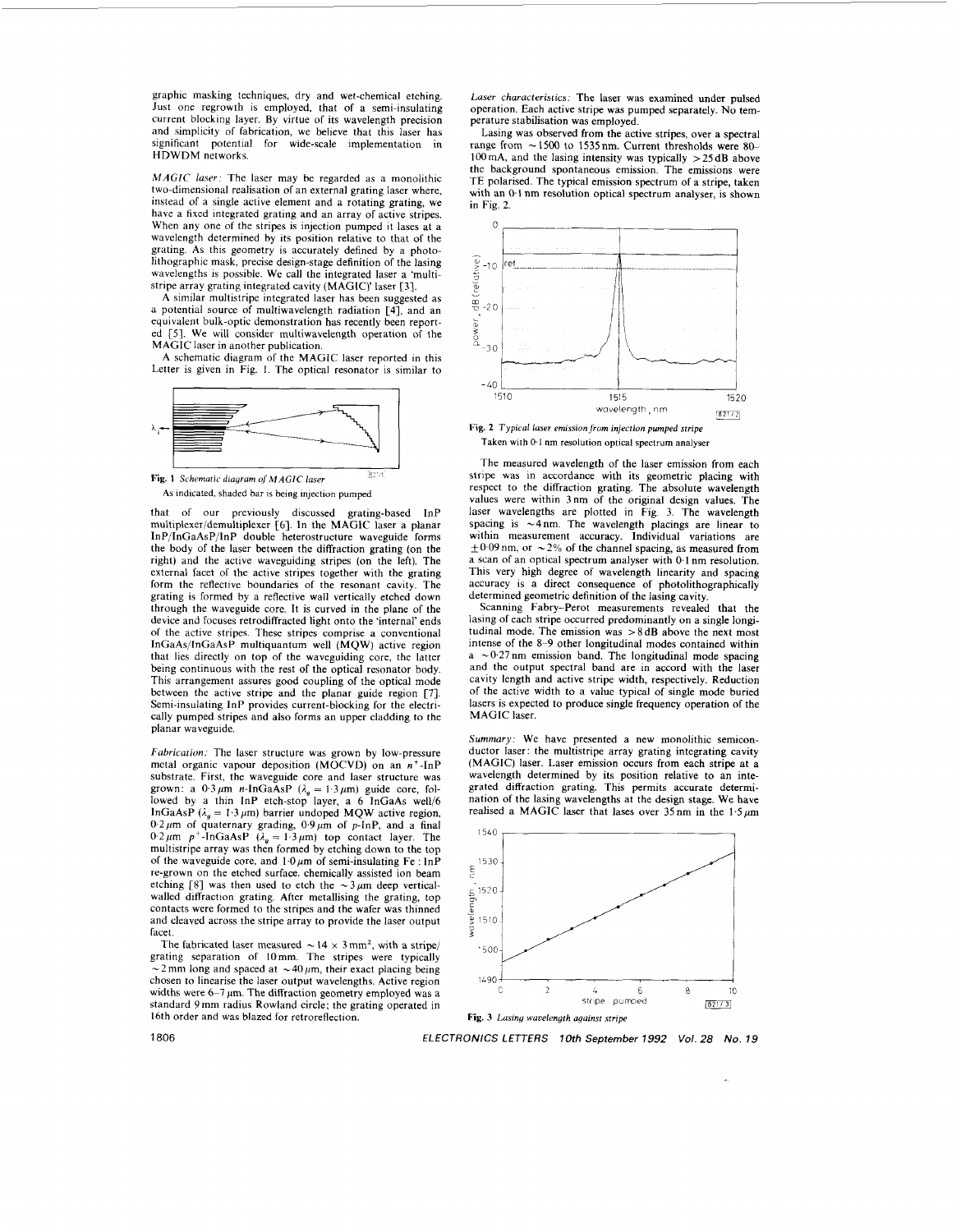graphic masking techniques, dry and wet-chemical etching. Just one regrowth is employed, that of a semi-insulating current blocking layer. By virtue of its wavelength precision and simplicity of fabrication, we believe that this laser has significant potential for wide-scale implementation in HDWDM networks.

*MAGIC laser:* The laser may be regarded as a monolithic two-dimensional realisation of an external grating laser where, instead of a single active element and a rotating grating, we have a fixed integrated grating and an array of active stripes. When any one of the stripes is injection pumped it lases at a wavelength determined by its position relative to that of the grating. As this geometry is accurately defined by a photolithographic mask, precise design-stage definition of the lasing wavelengths is possible. We call the integrated laser a 'multistripe array grating integrated cavity (MAGIC)' laser [3].

A similar multistripe integrated laser has been suggested as a potential source of multiwavelength radiation [4], and an equivalent bulk-optic demonstration has recently been reported [5]. We will consider multiwavelength operation of the MAGIC laser in another publication.

A schematic diagram of the MAGIC laser reported in this Letter is given in Fig. 1. The optical resonator is similar to that of our previously discussed grating-based InP multiplexer/demultiplexer [6]. In the MAGIC laser a planar InP/InGaAsP/InP double heterostructure waveguide forms the body of the laser between the diffraction grating (on the right) and the active waveguiding stripes (on the left). The external facet of the active stripes together with the grating form the reflective boundaries of the resonant cavity. The grating is formed by a reflective wall vertically etched down through the waveguide core. It is curved in the plane of the device and focuses retrodiffracted light onto the 'internal' ends of the active stripes. These stripes comprise a conventional InGaAs/InGaAsP multiquantum well (MQW) active region that lies directly on top of the waveguiding core, the latter being continuous with the rest of the optical resonator body. This arrangement assures good coupling of the optical mode between the active stripe and the planar guide region [7]. Semi-insulating InP provides current-blocking for the electrically pumped stripes and also forms an upper cladding to the planar waveguide.

**Fig. 1** *Schematic diagram of MAGIC laser*
As indicated, shaded bar is being injection pumped

*Fabrication:* The laser structure was grown by low-pressure metal organic vapour deposition (MOCVD) on an $n^+$-InP substrate. First, the waveguide core and laser structure was grown: a $0{\cdot}3\,\mu m$ n-InGaAsP ($\lambda_g = 1{\cdot}3\,\mu m$) guide core, followed by a thin InP etch-stop layer, a 6 InGaAs well/6 InGaAsP ($\lambda_g = 1{\cdot}3\,\mu m$) barrier undoped MQW active region, $0{\cdot}2\,\mu m$ of quaternary grading, $0{\cdot}9\,\mu m$ of p-InP, and a final $0{\cdot}2\,\mu m$ $p^+$-InGaAsP ($\lambda_g = 1{\cdot}3\,\mu m$) top contact layer. The multistripe array was then formed by etching down to the top of the waveguide core, and $1{\cdot}0\,\mu m$ of semi-insulating Fe : InP re-grown on the etched surface. chemically assisted ion beam etching [8] was then used to etch the $\sim 3\,\mu m$ deep vertical-walled diffraction grating. After metallising the grating, top contacts were formed to the stripes and the wafer was thinned and cleaved across the stripe array to provide the laser output facet.

The fabricated laser measured $\sim 14 \times 3\,mm^2$, with a stripe/grating separation of 10 mm. The stripes were typically $\sim 2$ mm long and spaced at $\sim 40\,\mu m$, their exact placing being chosen to linearise the laser output wavelengths. Active region widths were 6–7 $\mu m$. The diffraction geometry employed was a standard 9 mm radius Rowland circle; the grating operated in 16th order and was blazed for retroreflection.

*Laser characteristics:* The laser was examined under pulsed operation. Each active stripe was pumped separately. No temperature stabilisation was employed.

Lasing was observed from the active stripes, over a spectral range from $\sim 1500$ to 1535 nm. Current thresholds were 80–100 mA, and the lasing intensity was typically $> 25$ dB above the background spontaneous emission. The emissions were TE polarised. The typical emission spectrum of a stripe, taken with an 0·1 nm resolution optical spectrum analyser, is shown in Fig. 2.

**Fig. 2** *Typical laser emission from injection pumped stripe*
Taken with 0·1 nm resolution optical spectrum analyser

The measured wavelength of the laser emission from each stripe was in accordance with its geometric placing with respect to the diffraction grating. The absolute wavelength values were within 3 nm of the original design values. The laser wavelengths are plotted in Fig. 3. The wavelength spacing is $\sim 4$ nm. The wavelength placings are linear to within measurement accuracy. Individual variations are $\pm 0{\cdot}09$ nm, or $\sim 2\%$ of the channel spacing, as measured from a scan of an optical spectrum analyser with 0·1 nm resolution. This very high degree of wavelength linearity and spacing accuracy is a direct consequence of photolithographically determined geometric definition of the lasing cavity.

Scanning Fabry-Perot measurements revealed that the lasing of each stripe occurred predominantly on a single longitudinal mode. The emission was $> 8$ dB above the next most intense of the 8–9 other longitudinal modes contained within a $\sim 0{\cdot}27$ nm emission band. The longitudinal mode spacing and the output spectral band are in accord with the laser cavity length and active stripe width, respectively. Reduction of the active width to a value typical of single mode buried lasers is expected to produce single frequency operation of the MAGIC laser.

*Summary:* We have presented a new monolithic semiconductor laser: the multistripe array grating integrating cavity (MAGIC) laser. Laser emission occurs from each stripe at a wavelength determined by its position relative to an integrated diffraction grating. This permits accurate determination of the lasing wavelengths at the design stage. We have realised a MAGIC laser that lases over 35 nm in the $1{\cdot}5\,\mu m$

**Fig. 3** *Lasing wavelength against stripe*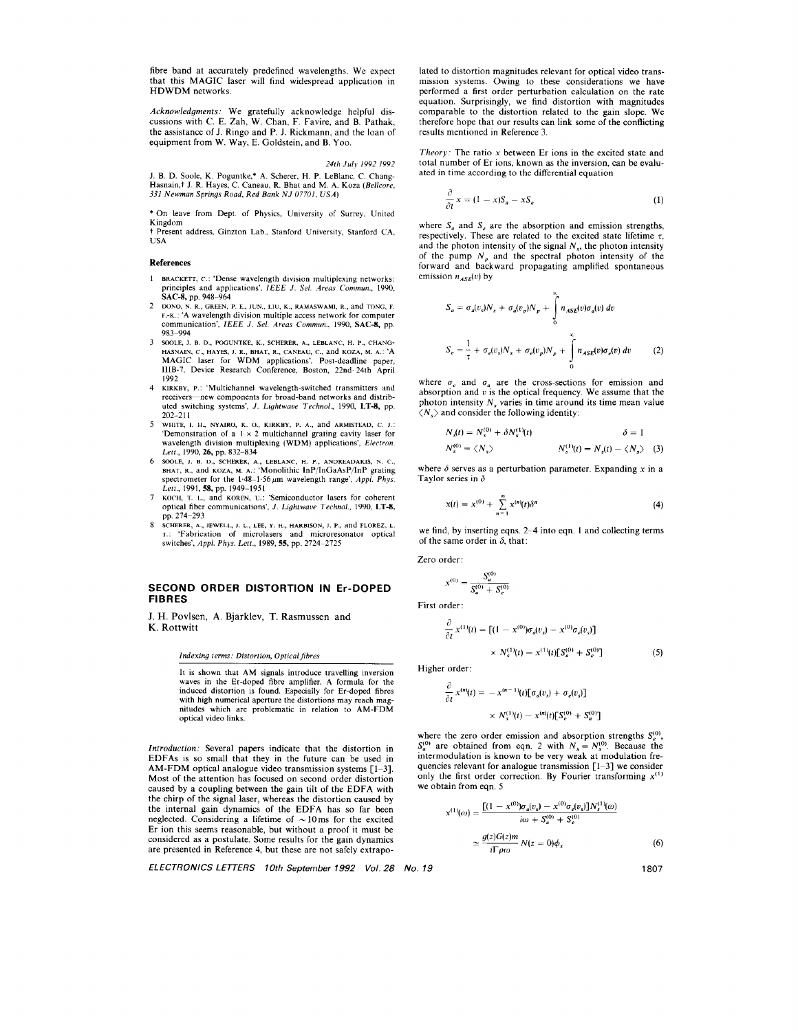fibre band at accurately predefined wavelengths. We expect that this MAGIC laser will find widespread application in HDWDM networks.

*Acknowledgments:* We gratefully acknowledge helpful discussions with C. E. Zah, W. Chan, F. Favire, and B. Pathak, the assistance of J. Ringo and P. J. Rickmann, and the loan of equipment from W. Way, E. Goldstein, and B. Yoo.

*24th July 1992 1992*

J. B. D. Soole, K. Poguntke,* A. Scherer, H. P. LeBlanc, C. Chang-Hasnain,† J. R. Hayes, C. Caneau, R. Bhat and M. A. Koza (*Bellcore, 331 Newman Springs Road, Red Bank NJ 07701, USA*)

\* On leave from Dept. of Physics, University of Surrey, United Kingdom

† Present address, Ginzton Lab., Stanford University, Stanford CA, USA

## References

1. BRACKETT, C.: 'Dense wavelength division multiplexing networks: principles and applications', *IEEE J. Sel. Areas Commun.*, 1990, **SAC-8**, pp. 948–964
2. DONO, N. R., GREEN, P. E., JUN., LIU, K., RAMASWAMI, R., and TONG, F. F.-K.: 'A wavelength division multiple access network for computer communication', *IEEE J. Sel. Areas Commun.*, 1990, **SAC-8**, pp. 983–994
3. SOOLE, J. B. D., POGUNTKE, K., SCHERER, A., LEBLANC, H. P., CHANG-HASNAIN, C., HAYES, J. R., BHAT, R., CANEAU, C., and KOZA, M. A.: 'A MAGIC laser for WDM applications'. Post-deadline paper, IIIB-7, Device Research Conference, Boston, 22nd–24th April 1992
4. KIRKBY, P.: 'Multichannel wavelength-switched transmitters and receivers—new components for broad-band networks and distributed switching systems', *J. Lightwave Technol.*, 1990, **LT-8**, pp. 202–211
5. WHITE, I. H., NYAIRO, K. O., KIRKBY, P. A., and ARMISTEAD, C. J.: 'Demonstration of a 1 × 2 multichannel grating cavity laser for wavelength division multiplexing (WDM) applications', *Electron. Lett.*, 1990, **26**, pp. 832–834
6. SOOLE, J. B. D., SCHERER, A., LEBLANC, H. P., ANDREADAKIS, N. C., BHAT, R., and KOZA, M. A.: 'Monolithic InP/InGaAsP/InP grating spectrometer for the 1·48–1·56 μm wavelength range', *Appl. Phys. Lett.*, 1991, **58**, pp. 1949–1951
7. KOCH, T. L., and KOREN, U.: 'Semiconductor lasers for coherent optical fiber communications', *J. Lightwave Technol.*, 1990, **LT-8**, pp. 274–293
8. SCHERER, A., JEWELL, J. L., LEE, Y. H., HARBISON, J. P., and FLOREZ, L. T.: 'Fabrication of microlasers and microresonator optical switches', *Appl. Phys. Lett.*, 1989, **55**, pp. 2724–2725

# SECOND ORDER DISTORTION IN Er-DOPED FIBRES

J. H. Povlsen, A. Bjarklev, T. Rasmussen and K. Rottwitt

*Indexing terms: Distortion, Optical fibres*

It is shown that AM signals introduce travelling inversion waves in the Er-doped fibre amplifier. A formula for the induced distortion is found. Especially for Er-doped fibres with high numerical aperture the distortions may reach magnitudes which are problematic in relation to AM-FDM optical video links.

*Introduction:* Several papers indicate that the distortion in EDFAs is so small that they in the future can be used in AM-FDM optical analogue video transmission systems [1–3]. Most of the attention has focused on second order distortion caused by a coupling between the gain tilt of the EDFA with the chirp of the signal laser, whereas the distortion caused by the internal gain dynamics of the EDFA has so far been neglected. Considering a lifetime of ~10 ms for the excited Er ion this seems reasonable, but without a proof it must be considered as a postulate. Some results for the gain dynamics are presented in Reference 4, but these are not safely extrapolated to distortion magnitudes relevant for optical video transmission systems. Owing to these considerations we have performed a first order perturbation calculation on the rate equation. Surprisingly, we find distortion with magnitudes comparable to the distortion related to the gain slope. We therefore hope that our results can link some of the conflicting results mentioned in Reference 3.

*Theory:* The ratio $x$ between Er ions in the excited state and total number of Er ions, known as the inversion, can be evaluated in time according to the differential equation

$$\frac{\partial}{\partial t} x = (1 - x)S_a - xS_e \tag{1}$$

where $S_a$ and $S_e$ are the absorption and emission strengths, respectively. These are related to the excited state lifetime $\tau$, and the photon intensity of the signal $N_s$, the photon intensity of the pump $N_p$ and the spectral photon intensity of the forward and backward propagating amplified spontaneous emission $n_{ASE}(v)$ by

$$S_a = \sigma_a(v_s)N_s + \sigma_a(v_p)N_p + \int_0^{\infty} n_{ASE}(v)\sigma_a(v)\,dv$$

$$S_e = \frac{1}{\tau} + \sigma_e(v_s)N_s + \sigma_e(v_p)N_p + \int_0^{\infty} n_{ASE}(v)\sigma_e(v)\,dv \tag{2}$$

where $\sigma_e$ and $\sigma_a$ are the cross-sections for emission and absorption and $v$ is the optical frequency. We assume that the photon intensity $N_s$ varies in time around its time mean value $\langle N_s \rangle$ and consider the following identity:

$$N_s(t) = N_s^{(0)} + \delta N_s^{(1)}(t) \qquad \delta = 1$$
$$N_s^{(0)} = \langle N_s \rangle \qquad N_s^{(1)}(t) = N_s(t) - \langle N_s \rangle \tag{3}$$

where $\delta$ serves as a perturbation parameter. Expanding $x$ in a Taylor series in $\delta$

$$x(t) = x^{(0)} + \sum_{n=1}^{\infty} x^{(n)}(t)\delta^n \tag{4}$$

we find, by inserting eqns. 2–4 into eqn. 1 and collecting terms of the same order in $\delta$, that:

Zero order:

$$x^{(0)} = \frac{S_a^{(0)}}{S_a^{(0)} + S_e^{(0)}}$$

First order:

$$\frac{\partial}{\partial t} x^{(1)}(t) = [(1 - x^{(0)})\sigma_a(v_s) - x^{(0)}\sigma_e(v_s)] \times N_s^{(1)}(t) - x^{(1)}(t)[S_a^{(0)} + S_e^{(0)}] \tag{5}$$

Higher order:

$$\frac{\partial}{\partial t} x^{(n)}(t) = -x^{(n-1)}(t)[\sigma_a(v_s) + \sigma_e(v_s)] \times N_s^{(1)}(t) - x^{(n)}(t)[S_e^{(0)} + S_a^{(0)}]$$

where the zero order emission and absorption strengths $S_e^{(0)}$, $S_a^{(0)}$ are obtained from eqn. 2 with $N_s = N_s^{(0)}$. Because the intermodulation is known to be very weak at modulation frequencies relevant for analogue transmission [1–3] we consider only the first order correction. By Fourier transforming $x^{(1)}$ we obtain from eqn. 5

$$x^{(1)}(\omega) = \frac{[(1 - x^{(0)})\sigma_a(v_s) - x^{(0)}\sigma_e(v_s)]N_s^{(1)}(\omega)}{i\omega + S_a^{(0)} + S_e^{(0)}}$$

$$\simeq \frac{g(z)G(z)m}{i\Gamma\rho\omega} N(z = 0)\phi_s \tag{6}$$